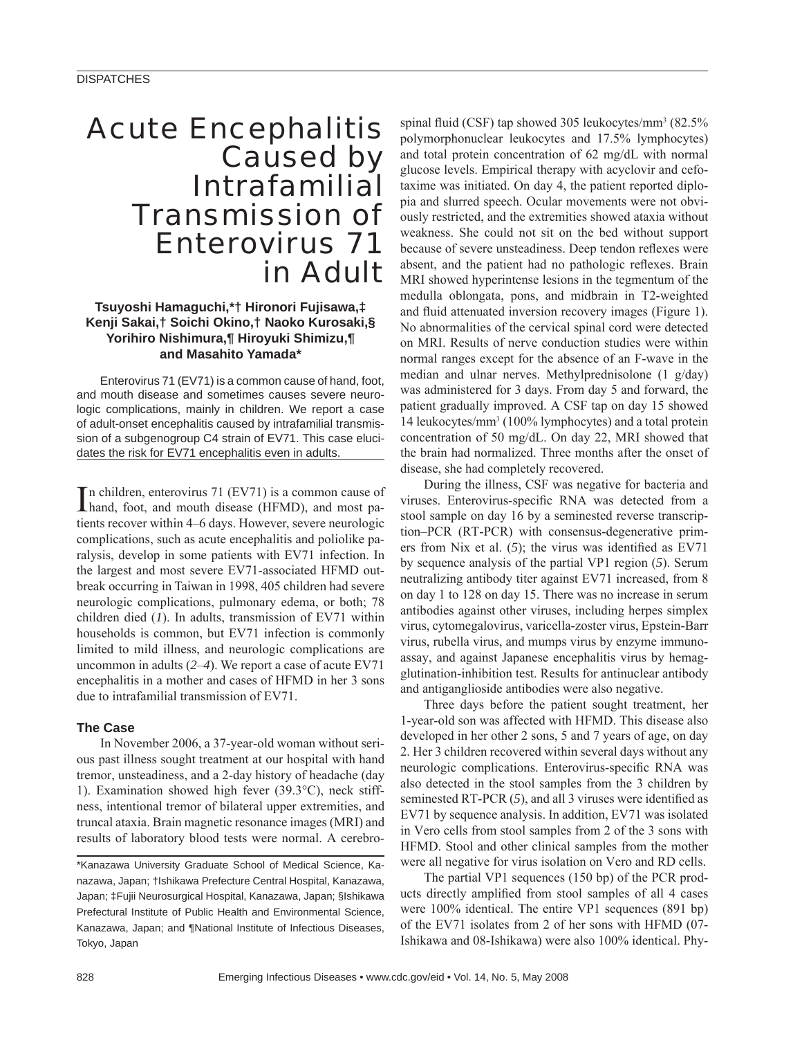# Acute Encephalitis Caused by Intrafamilial Transmission of Enterovirus 71 in Adult

**Tsuyoshi Hamaguchi,*† Hironori Fujisawa,‡ Kenji Sakai,† Soichi Okino,† Naoko Kurosaki,§ Yorihiro Nishimura,¶ Hiroyuki Shimizu,¶ and Masahito Yamada***

Enterovirus 71 (EV71) is a common cause of hand, foot, and mouth disease and sometimes causes severe neurologic complications, mainly in children. We report a case of adult-onset encephalitis caused by intrafamilial transmission of a subgenogroup C4 strain of EV71. This case elucidates the risk for EV71 encephalitis even in adults.

In children, enterovirus 71 (EV71) is a common cause of hand, foot, and mouth disease (HFMD), and most patients recover within 4–6 days. However, severe neurologic complications, such as acute encephalitis and poliolike paralysis, develop in some patients with EV71 infection. In the largest and most severe EV71-associated HFMD outbreak occurring in Taiwan in 1998, 405 children had severe neurologic complications, pulmonary edema, or both; 78 children died (*1*). In adults, transmission of EV71 within households is common, but EV71 infection is commonly limited to mild illness, and neurologic complications are uncommon in adults (*2*–*4*). We report a case of acute EV71 encephalitis in a mother and cases of HFMD in her 3 sons due to intrafamilial transmission of EV71.

## The Case

In November 2006, a 37-year-old woman without serious past illness sought treatment at our hospital with hand tremor, unsteadiness, and a 2-day history of headache (day 1). Examination showed high fever (39.3°C), neck stiffness, intentional tremor of bilateral upper extremities, and truncal ataxia. Brain magnetic resonance images (MRI) and results of laboratory blood tests were normal. A cerebrospinal fluid (CSF) tap showed 305 leukocytes/mm$^3$ (82.5% polymorphonuclear leukocytes and 17.5% lymphocytes) and total protein concentration of 62 mg/dL with normal glucose levels. Empirical therapy with acyclovir and cefotaxime was initiated. On day 4, the patient reported diplopia and slurred speech. Ocular movements were not obviously restricted, and the extremities showed ataxia without weakness. She could not sit on the bed without support because of severe unsteadiness. Deep tendon reflexes were absent, and the patient had no pathologic reflexes. Brain MRI showed hyperintense lesions in the tegmentum of the medulla oblongata, pons, and midbrain in T2-weighted and fluid attenuated inversion recovery images (Figure 1). No abnormalities of the cervical spinal cord were detected on MRI. Results of nerve conduction studies were within normal ranges except for the absence of an F-wave in the median and ulnar nerves. Methylprednisolone (1 g/day) was administered for 3 days. From day 5 and forward, the patient gradually improved. A CSF tap on day 15 showed 14 leukocytes/mm$^3$ (100% lymphocytes) and a total protein concentration of 50 mg/dL. On day 22, MRI showed that the brain had normalized. Three months after the onset of disease, she had completely recovered.

During the illness, CSF was negative for bacteria and viruses. Enterovirus-specific RNA was detected from a stool sample on day 16 by a seminested reverse transcription–PCR (RT-PCR) with consensus-degenerative primers from Nix et al. (*5*); the virus was identified as EV71 by sequence analysis of the partial VP1 region (*5*). Serum neutralizing antibody titer against EV71 increased, from 8 on day 1 to 128 on day 15. There was no increase in serum antibodies against other viruses, including herpes simplex virus, cytomegalovirus, varicella-zoster virus, Epstein-Barr virus, rubella virus, and mumps virus by enzyme immunoassay, and against Japanese encephalitis virus by hemagglutination-inhibition test. Results for antinuclear antibody and antiganglioside antibodies were also negative.

Three days before the patient sought treatment, her 1-year-old son was affected with HFMD. This disease also developed in her other 2 sons, 5 and 7 years of age, on day 2. Her 3 children recovered within several days without any neurologic complications. Enterovirus-specific RNA was also detected in the stool samples from the 3 children by seminested RT-PCR (*5*), and all 3 viruses were identified as EV71 by sequence analysis. In addition, EV71 was isolated in Vero cells from stool samples from 2 of the 3 sons with HFMD. Stool and other clinical samples from the mother were all negative for virus isolation on Vero and RD cells.

The partial VP1 sequences (150 bp) of the PCR products directly amplified from stool samples of all 4 cases were 100% identical. The entire VP1 sequences (891 bp) of the EV71 isolates from 2 of her sons with HFMD (07-Ishikawa and 08-Ishikawa) were also 100% identical. Phy-

*Kanazawa University Graduate School of Medical Science, Kanazawa, Japan; †Ishikawa Prefecture Central Hospital, Kanazawa, Japan; ‡Fujii Neurosurgical Hospital, Kanazawa, Japan; §Ishikawa Prefectural Institute of Public Health and Environmental Science, Kanazawa, Japan; and ¶National Institute of Infectious Diseases, Tokyo, Japan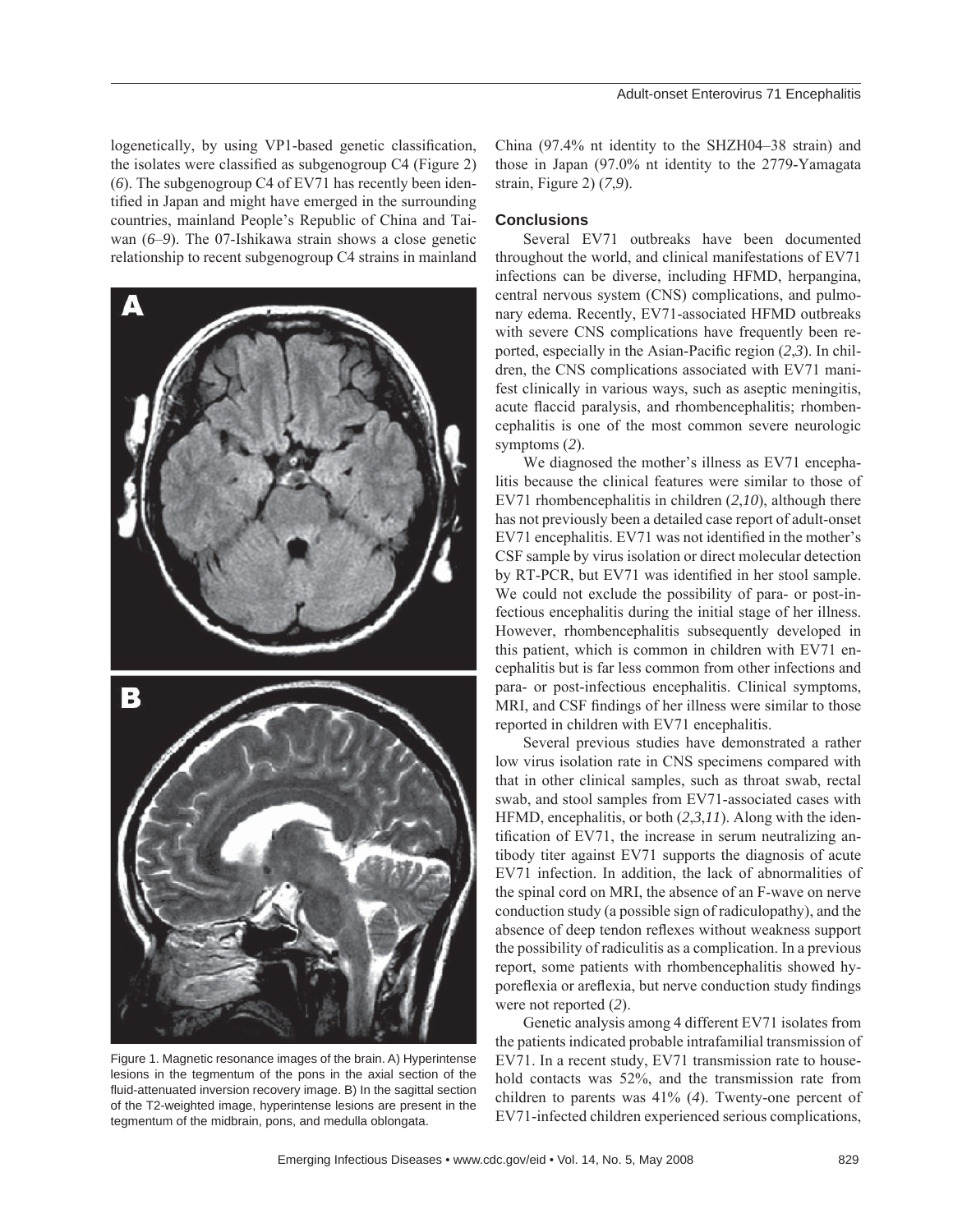logenetically, by using VP1-based genetic classification, the isolates were classified as subgenogroup C4 (Figure 2) (*6*). The subgenogroup C4 of EV71 has recently been identified in Japan and might have emerged in the surrounding countries, mainland People's Republic of China and Taiwan (*6*–*9*). The 07-Ishikawa strain shows a close genetic relationship to recent subgenogroup C4 strains in mainland China (97.4% nt identity to the SHZH04–38 strain) and those in Japan (97.0% nt identity to the 2779-Yamagata strain, Figure 2) (*7*,*9*).

Figure 1. Magnetic resonance images of the brain. A) Hyperintense lesions in the tegmentum of the pons in the axial section of the fluid-attenuated inversion recovery image. B) In the sagittal section of the T2-weighted image, hyperintense lesions are present in the tegmentum of the midbrain, pons, and medulla oblongata.

## Conclusions

Several EV71 outbreaks have been documented throughout the world, and clinical manifestations of EV71 infections can be diverse, including HFMD, herpangina, central nervous system (CNS) complications, and pulmonary edema. Recently, EV71-associated HFMD outbreaks with severe CNS complications have frequently been reported, especially in the Asian-Pacific region (*2*,*3*). In children, the CNS complications associated with EV71 manifest clinically in various ways, such as aseptic meningitis, acute flaccid paralysis, and rhombencephalitis; rhombencephalitis is one of the most common severe neurologic symptoms (*2*).

We diagnosed the mother's illness as EV71 encephalitis because the clinical features were similar to those of EV71 rhombencephalitis in children (*2*,*10*), although there has not previously been a detailed case report of adult-onset EV71 encephalitis. EV71 was not identified in the mother's CSF sample by virus isolation or direct molecular detection by RT-PCR, but EV71 was identified in her stool sample. We could not exclude the possibility of para- or post-infectious encephalitis during the initial stage of her illness. However, rhombencephalitis subsequently developed in this patient, which is common in children with EV71 encephalitis but is far less common from other infections and para- or post-infectious encephalitis. Clinical symptoms, MRI, and CSF findings of her illness were similar to those reported in children with EV71 encephalitis.

Several previous studies have demonstrated a rather low virus isolation rate in CNS specimens compared with that in other clinical samples, such as throat swab, rectal swab, and stool samples from EV71-associated cases with HFMD, encephalitis, or both (*2*,*3*,*11*). Along with the identification of EV71, the increase in serum neutralizing antibody titer against EV71 supports the diagnosis of acute EV71 infection. In addition, the lack of abnormalities of the spinal cord on MRI, the absence of an F-wave on nerve conduction study (a possible sign of radiculopathy), and the absence of deep tendon reflexes without weakness support the possibility of radiculitis as a complication. In a previous report, some patients with rhombencephalitis showed hyporeflexia or areflexia, but nerve conduction study findings were not reported (*2*).

Genetic analysis among 4 different EV71 isolates from the patients indicated probable intrafamilial transmission of EV71. In a recent study, EV71 transmission rate to household contacts was 52%, and the transmission rate from children to parents was 41% (*4*). Twenty-one percent of EV71-infected children experienced serious complications,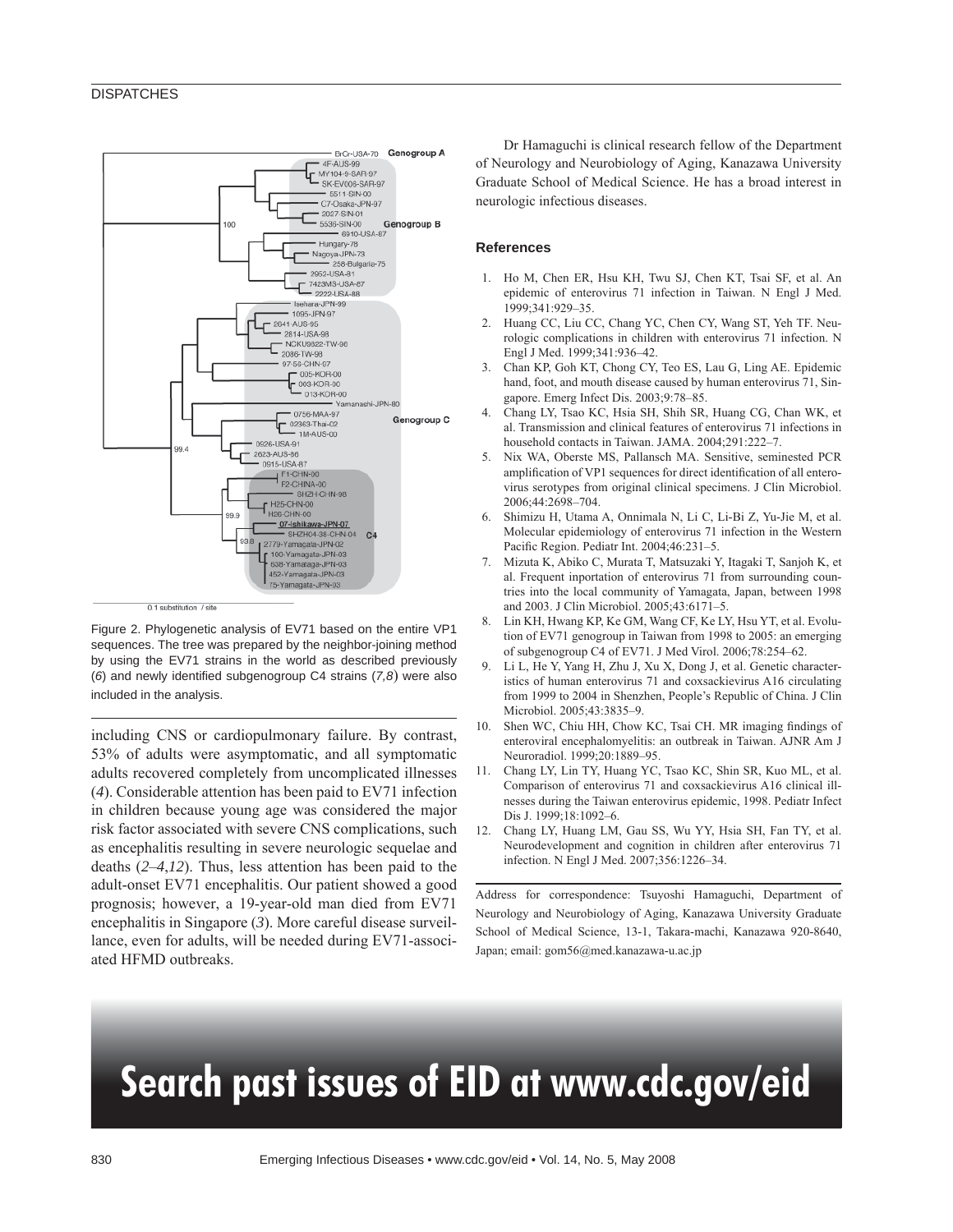BrCr-USA-70
4F-AUS-99
MY104-9-SAR-97
SK-EV006-SAR-97
5511-SIN-00
C7-Osaka-JPN-97
2027-SIN-01
5536-SIN-00
6910-USA-87
Hungary-78
Nagoya-JPN-73
258-Bulgaria-75
2952-USA-91
7423MS-USA-87
2222-USA-88
Isehara-JPN-99
1095-JPN-97
2641-AUS-95
2814-USA-98
NCKU9822-TW-98
2086-TW-98
97-56-CHN-97
005-KOR-00
003-KOR-00
013-KOR-00
Yamanashi-JPN-80
0756-MAA-97
02363-Thai-02
1M-AUS-00
0926-USA-91
2623-AUS-86
0915-USA-87
F1-CHN-00
F2-CHINA-00
SHZH-CHN-98
H25-CHN-00
H26-CHN-00
07-Ishikawa-JPN-07
SHZH04-38-CHN-04
2779-Yamagata-JPN-02
100-Yamagata-JPN-03
638-Yamagata-JPN-03
452-Yamagata-JPN-03
75-Yamagata-JPN-03
Genogroup A
Genogroup B
Genogroup C
C4
100
99.4
99.9
93.8
0.1 substitution / site

Figure 2. Phylogenetic analysis of EV71 based on the entire VP1 sequences. The tree was prepared by the neighbor-joining method by using the EV71 strains in the world as described previously (*6*) and newly identified subgenogroup C4 strains (*7,8*) were also included in the analysis.

including CNS or cardiopulmonary failure. By contrast, 53% of adults were asymptomatic, and all symptomatic adults recovered completely from uncomplicated illnesses (*4*). Considerable attention has been paid to EV71 infection in children because young age was considered the major risk factor associated with severe CNS complications, such as encephalitis resulting in severe neurologic sequelae and deaths (*2*–*4*,*12*). Thus, less attention has been paid to the adult-onset EV71 encephalitis. Our patient showed a good prognosis; however, a 19-year-old man died from EV71 encephalitis in Singapore (*3*). More careful disease surveillance, even for adults, will be needed during EV71-associated HFMD outbreaks.

Dr Hamaguchi is clinical research fellow of the Department of Neurology and Neurobiology of Aging, Kanazawa University Graduate School of Medical Science. He has a broad interest in neurologic infectious diseases.

## References

1. Ho M, Chen ER, Hsu KH, Twu SJ, Chen KT, Tsai SF, et al. An epidemic of enterovirus 71 infection in Taiwan. N Engl J Med. 1999;341:929–35.
2. Huang CC, Liu CC, Chang YC, Chen CY, Wang ST, Yeh TF. Neurologic complications in children with enterovirus 71 infection. N Engl J Med. 1999;341:936–42.
3. Chan KP, Goh KT, Chong CY, Teo ES, Lau G, Ling AE. Epidemic hand, foot, and mouth disease caused by human enterovirus 71, Singapore. Emerg Infect Dis. 2003;9:78–85.
4. Chang LY, Tsao KC, Hsia SH, Shih SR, Huang CG, Chan WK, et al. Transmission and clinical features of enterovirus 71 infections in household contacts in Taiwan. JAMA. 2004;291:222–7.
5. Nix WA, Oberste MS, Pallansch MA. Sensitive, seminested PCR amplification of VP1 sequences for direct identification of all enterovirus serotypes from original clinical specimens. J Clin Microbiol. 2006;44:2698–704.
6. Shimizu H, Utama A, Onnimala N, Li C, Li-Bi Z, Yu-Jie M, et al. Molecular epidemiology of enterovirus 71 infection in the Western Pacific Region. Pediatr Int. 2004;46:231–5.
7. Mizuta K, Abiko C, Murata T, Matsuzaki Y, Itagaki T, Sanjoh K, et al. Frequent inportation of enterovirus 71 from surrounding countries into the local community of Yamagata, Japan, between 1998 and 2003. J Clin Microbiol. 2005;43:6171–5.
8. Lin KH, Hwang KP, Ke GM, Wang CF, Ke LY, Hsu YT, et al. Evolution of EV71 genogroup in Taiwan from 1998 to 2005: an emerging of subgenogroup C4 of EV71. J Med Virol. 2006;78:254–62.
9. Li L, He Y, Yang H, Zhu J, Xu X, Dong J, et al. Genetic characteristics of human enterovirus 71 and coxsackievirus A16 circulating from 1999 to 2004 in Shenzhen, People's Republic of China. J Clin Microbiol. 2005;43:3835–9.
10. Shen WC, Chiu HH, Chow KC, Tsai CH. MR imaging findings of enteroviral encephalomyelitis: an outbreak in Taiwan. AJNR Am J Neuroradiol. 1999;20:1889–95.
11. Chang LY, Lin TY, Huang YC, Tsao KC, Shin SR, Kuo ML, et al. Comparison of enterovirus 71 and coxsackievirus A16 clinical illnesses during the Taiwan enterovirus epidemic, 1998. Pediatr Infect Dis J. 1999;18:1092–6.
12. Chang LY, Huang LM, Gau SS, Wu YY, Hsia SH, Fan TY, et al. Neurodevelopment and cognition in children after enterovirus 71 infection. N Engl J Med. 2007;356:1226–34.

Address for correspondence: Tsuyoshi Hamaguchi, Department of Neurology and Neurobiology of Aging, Kanazawa University Graduate School of Medical Science, 13-1, Takara-machi, Kanazawa 920-8640, Japan; email: gom56@med.kanazawa-u.ac.jp

**Search past issues of EID at www.cdc.gov/eid**